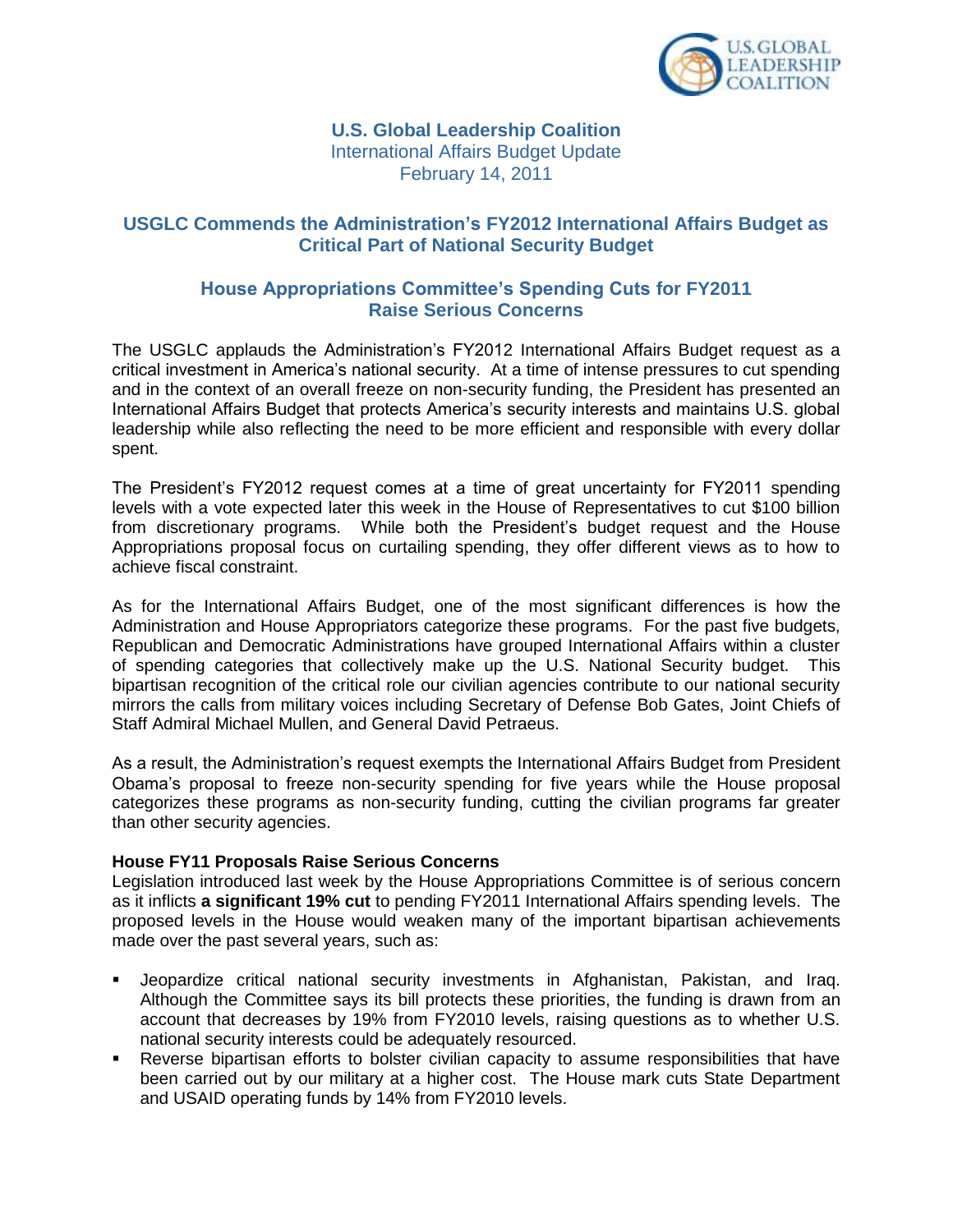# U.S. Global Leadership Coalition

International Affairs Budget Update
February 14, 2011

## USGLC Commends the Administration's FY2012 International Affairs Budget as Critical Part of National Security Budget

## House Appropriations Committee's Spending Cuts for FY2011 Raise Serious Concerns

The USGLC applauds the Administration's FY2012 International Affairs Budget request as a critical investment in America's national security. At a time of intense pressures to cut spending and in the context of an overall freeze on non-security funding, the President has presented an International Affairs Budget that protects America's security interests and maintains U.S. global leadership while also reflecting the need to be more efficient and responsible with every dollar spent.

The President's FY2012 request comes at a time of great uncertainty for FY2011 spending levels with a vote expected later this week in the House of Representatives to cut $100 billion from discretionary programs. While both the President's budget request and the House Appropriations proposal focus on curtailing spending, they offer different views as to how to achieve fiscal constraint.

As for the International Affairs Budget, one of the most significant differences is how the Administration and House Appropriators categorize these programs. For the past five budgets, Republican and Democratic Administrations have grouped International Affairs within a cluster of spending categories that collectively make up the U.S. National Security budget. This bipartisan recognition of the critical role our civilian agencies contribute to our national security mirrors the calls from military voices including Secretary of Defense Bob Gates, Joint Chiefs of Staff Admiral Michael Mullen, and General David Petraeus.

As a result, the Administration's request exempts the International Affairs Budget from President Obama's proposal to freeze non-security spending for five years while the House proposal categorizes these programs as non-security funding, cutting the civilian programs far greater than other security agencies.

**House FY11 Proposals Raise Serious Concerns**

Legislation introduced last week by the House Appropriations Committee is of serious concern as it inflicts **a significant 19% cut** to pending FY2011 International Affairs spending levels. The proposed levels in the House would weaken many of the important bipartisan achievements made over the past several years, such as:

- Jeopardize critical national security investments in Afghanistan, Pakistan, and Iraq. Although the Committee says its bill protects these priorities, the funding is drawn from an account that decreases by 19% from FY2010 levels, raising questions as to whether U.S. national security interests could be adequately resourced.
- Reverse bipartisan efforts to bolster civilian capacity to assume responsibilities that have been carried out by our military at a higher cost. The House mark cuts State Department and USAID operating funds by 14% from FY2010 levels.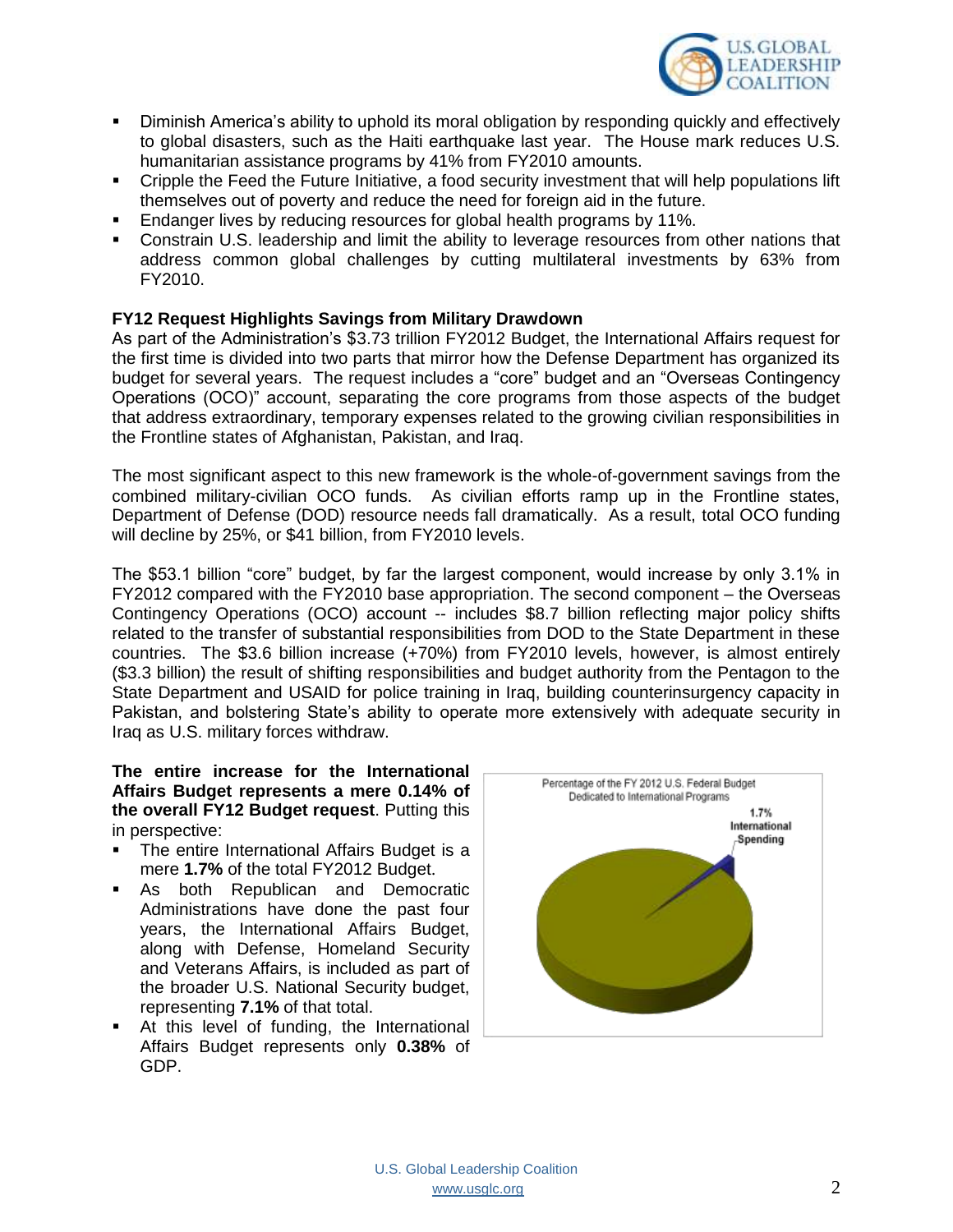- Diminish America's ability to uphold its moral obligation by responding quickly and effectively to global disasters, such as the Haiti earthquake last year. The House mark reduces U.S. humanitarian assistance programs by 41% from FY2010 amounts.
- Cripple the Feed the Future Initiative, a food security investment that will help populations lift themselves out of poverty and reduce the need for foreign aid in the future.
- Endanger lives by reducing resources for global health programs by 11%.
- Constrain U.S. leadership and limit the ability to leverage resources from other nations that address common global challenges by cutting multilateral investments by 63% from FY2010.

**FY12 Request Highlights Savings from Military Drawdown**

As part of the Administration's $3.73 trillion FY2012 Budget, the International Affairs request for the first time is divided into two parts that mirror how the Defense Department has organized its budget for several years. The request includes a "core" budget and an "Overseas Contingency Operations (OCO)" account, separating the core programs from those aspects of the budget that address extraordinary, temporary expenses related to the growing civilian responsibilities in the Frontline states of Afghanistan, Pakistan, and Iraq.

The most significant aspect to this new framework is the whole-of-government savings from the combined military-civilian OCO funds. As civilian efforts ramp up in the Frontline states, Department of Defense (DOD) resource needs fall dramatically. As a result, total OCO funding will decline by 25%, or $41 billion, from FY2010 levels.

The $53.1 billion "core" budget, by far the largest component, would increase by only 3.1% in FY2012 compared with the FY2010 base appropriation. The second component – the Overseas Contingency Operations (OCO) account -- includes $8.7 billion reflecting major policy shifts related to the transfer of substantial responsibilities from DOD to the State Department in these countries. The $3.6 billion increase (+70%) from FY2010 levels, however, is almost entirely ($3.3 billion) the result of shifting responsibilities and budget authority from the Pentagon to the State Department and USAID for police training in Iraq, building counterinsurgency capacity in Pakistan, and bolstering State's ability to operate more extensively with adequate security in Iraq as U.S. military forces withdraw.

**The entire increase for the International Affairs Budget represents a mere 0.14% of the overall FY12 Budget request**. Putting this in perspective:

- The entire International Affairs Budget is a mere **1.7%** of the total FY2012 Budget.
- As both Republican and Democratic Administrations have done the past four years, the International Affairs Budget, along with Defense, Homeland Security and Veterans Affairs, is included as part of the broader U.S. National Security budget, representing **7.1%** of that total.
- At this level of funding, the International Affairs Budget represents only **0.38%** of GDP.

Percentage of the FY 2012 U.S. Federal Budget Dedicated to International Programs

1.7% International Spending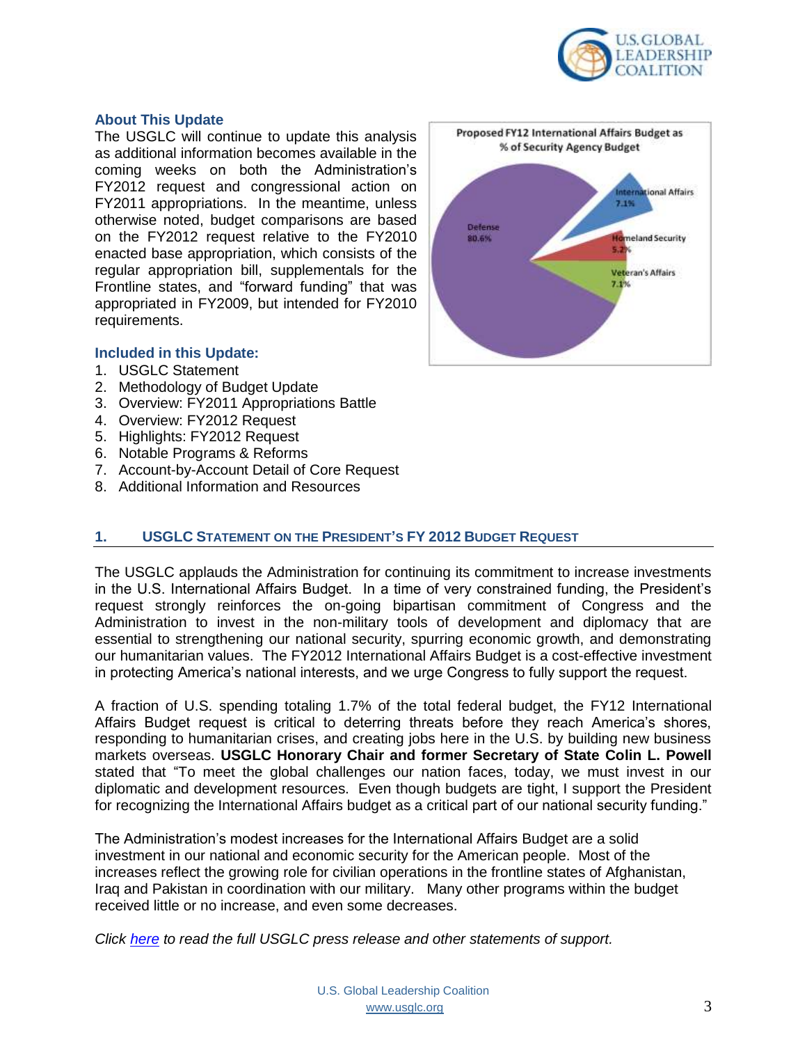### About This Update

The USGLC will continue to update this analysis as additional information becomes available in the coming weeks on both the Administration's FY2012 request and congressional action on FY2011 appropriations. In the meantime, unless otherwise noted, budget comparisons are based on the FY2012 request relative to the FY2010 enacted base appropriation, which consists of the regular appropriation bill, supplementals for the Frontline states, and "forward funding" that was appropriated in FY2009, but intended for FY2010 requirements.

**Proposed FY12 International Affairs Budget as % of Security Agency Budget**

| Agency | % |
|---|---|
| Defense | 80.6% |
| International Affairs | 7.1% |
| Homeland Security | 5.2% |
| Veteran's Affairs | 7.1% |

### Included in this Update:

1. USGLC Statement
2. Methodology of Budget Update
3. Overview: FY2011 Appropriations Battle
4. Overview: FY2012 Request
5. Highlights: FY2012 Request
6. Notable Programs & Reforms
7. Account-by-Account Detail of Core Request
8. Additional Information and Resources

## 1. USGLC Statement on the President's FY 2012 Budget Request

The USGLC applauds the Administration for continuing its commitment to increase investments in the U.S. International Affairs Budget. In a time of very constrained funding, the President's request strongly reinforces the on-going bipartisan commitment of Congress and the Administration to invest in the non-military tools of development and diplomacy that are essential to strengthening our national security, spurring economic growth, and demonstrating our humanitarian values. The FY2012 International Affairs Budget is a cost-effective investment in protecting America's national interests, and we urge Congress to fully support the request.

A fraction of U.S. spending totaling 1.7% of the total federal budget, the FY12 International Affairs Budget request is critical to deterring threats before they reach America's shores, responding to humanitarian crises, and creating jobs here in the U.S. by building new business markets overseas. **USGLC Honorary Chair and former Secretary of State Colin L. Powell** stated that "To meet the global challenges our nation faces, today, we must invest in our diplomatic and development resources. Even though budgets are tight, I support the President for recognizing the International Affairs budget as a critical part of our national security funding."

The Administration's modest increases for the International Affairs Budget are a solid investment in our national and economic security for the American people. Most of the increases reflect the growing role for civilian operations in the frontline states of Afghanistan, Iraq and Pakistan in coordination with our military. Many other programs within the budget received little or no increase, and even some decreases.

*Click here to read the full USGLC press release and other statements of support.*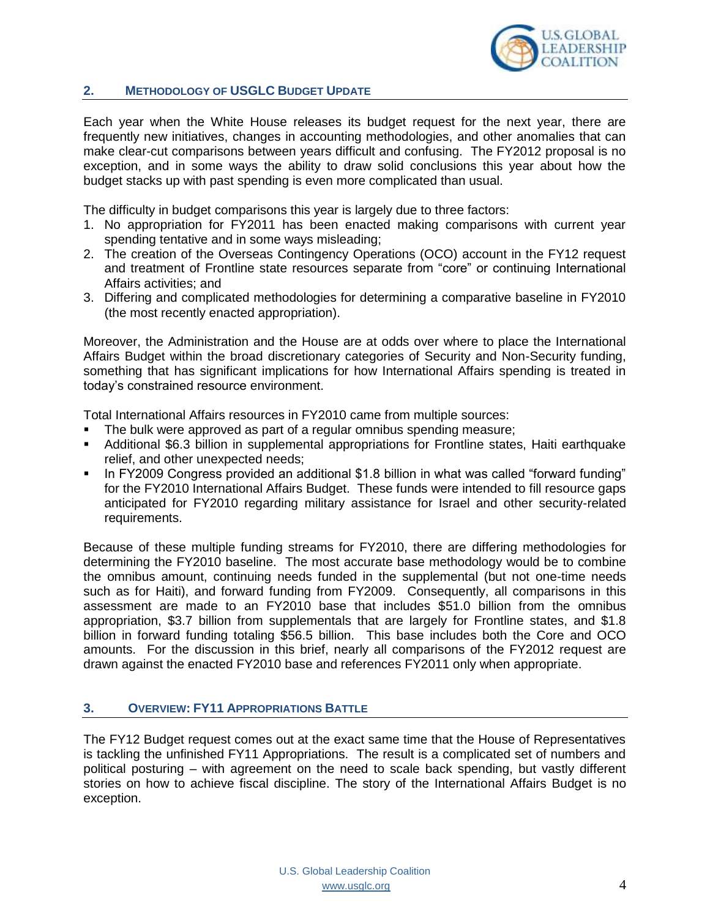## 2. Methodology of USGLC Budget Update

Each year when the White House releases its budget request for the next year, there are frequently new initiatives, changes in accounting methodologies, and other anomalies that can make clear-cut comparisons between years difficult and confusing. The FY2012 proposal is no exception, and in some ways the ability to draw solid conclusions this year about how the budget stacks up with past spending is even more complicated than usual.

The difficulty in budget comparisons this year is largely due to three factors:

1. No appropriation for FY2011 has been enacted making comparisons with current year spending tentative and in some ways misleading;
2. The creation of the Overseas Contingency Operations (OCO) account in the FY12 request and treatment of Frontline state resources separate from "core" or continuing International Affairs activities; and
3. Differing and complicated methodologies for determining a comparative baseline in FY2010 (the most recently enacted appropriation).

Moreover, the Administration and the House are at odds over where to place the International Affairs Budget within the broad discretionary categories of Security and Non-Security funding, something that has significant implications for how International Affairs spending is treated in today's constrained resource environment.

Total International Affairs resources in FY2010 came from multiple sources:

- The bulk were approved as part of a regular omnibus spending measure;
- Additional $6.3 billion in supplemental appropriations for Frontline states, Haiti earthquake relief, and other unexpected needs;
- In FY2009 Congress provided an additional $1.8 billion in what was called "forward funding" for the FY2010 International Affairs Budget. These funds were intended to fill resource gaps anticipated for FY2010 regarding military assistance for Israel and other security-related requirements.

Because of these multiple funding streams for FY2010, there are differing methodologies for determining the FY2010 baseline. The most accurate base methodology would be to combine the omnibus amount, continuing needs funded in the supplemental (but not one-time needs such as for Haiti), and forward funding from FY2009. Consequently, all comparisons in this assessment are made to an FY2010 base that includes $51.0 billion from the omnibus appropriation, $3.7 billion from supplementals that are largely for Frontline states, and $1.8 billion in forward funding totaling $56.5 billion. This base includes both the Core and OCO amounts. For the discussion in this brief, nearly all comparisons of the FY2012 request are drawn against the enacted FY2010 base and references FY2011 only when appropriate.

## 3. Overview: FY11 Appropriations Battle

The FY12 Budget request comes out at the exact same time that the House of Representatives is tackling the unfinished FY11 Appropriations. The result is a complicated set of numbers and political posturing – with agreement on the need to scale back spending, but vastly different stories on how to achieve fiscal discipline. The story of the International Affairs Budget is no exception.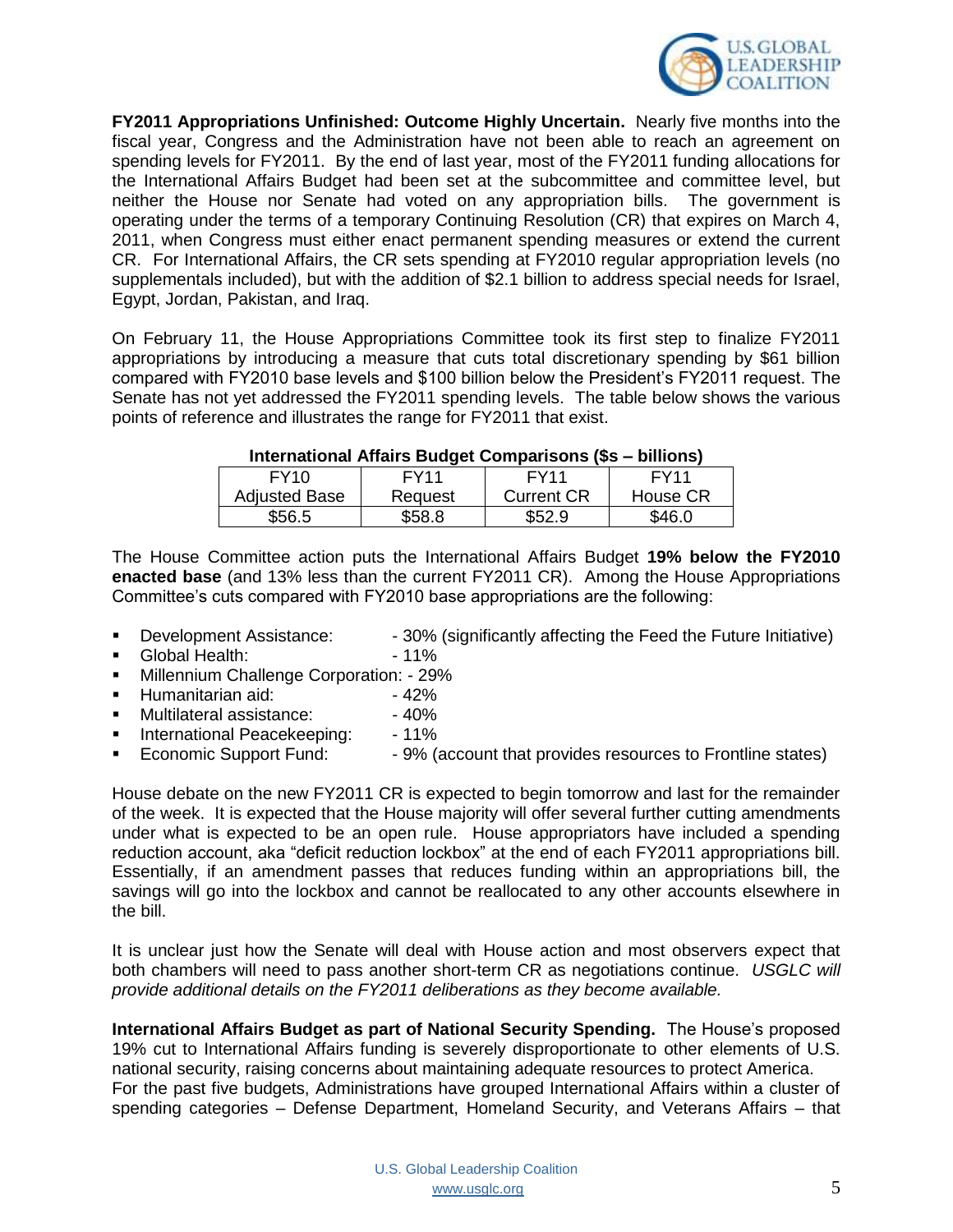**FY2011 Appropriations Unfinished: Outcome Highly Uncertain.** Nearly five months into the fiscal year, Congress and the Administration have not been able to reach an agreement on spending levels for FY2011. By the end of last year, most of the FY2011 funding allocations for the International Affairs Budget had been set at the subcommittee and committee level, but neither the House nor Senate had voted on any appropriation bills. The government is operating under the terms of a temporary Continuing Resolution (CR) that expires on March 4, 2011, when Congress must either enact permanent spending measures or extend the current CR. For International Affairs, the CR sets spending at FY2010 regular appropriation levels (no supplementals included), but with the addition of $2.1 billion to address special needs for Israel, Egypt, Jordan, Pakistan, and Iraq.

On February 11, the House Appropriations Committee took its first step to finalize FY2011 appropriations by introducing a measure that cuts total discretionary spending by $61 billion compared with FY2010 base levels and $100 billion below the President's FY2011 request. The Senate has not yet addressed the FY2011 spending levels. The table below shows the various points of reference and illustrates the range for FY2011 that exist.

**International Affairs Budget Comparisons ($s – billions)**

| FY10 Adjusted Base | FY11 Request | FY11 Current CR | FY11 House CR |
|---|---|---|---|
| $56.5 | $58.8 | $52.9 | $46.0 |

The House Committee action puts the International Affairs Budget **19% below the FY2010 enacted base** (and 13% less than the current FY2011 CR). Among the House Appropriations Committee's cuts compared with FY2010 base appropriations are the following:

- Development Assistance: - 30% (significantly affecting the Feed the Future Initiative)
- Global Health: - 11%
- Millennium Challenge Corporation: - 29%
- Humanitarian aid: - 42%
- Multilateral assistance: - 40%
- International Peacekeeping: - 11%
- Economic Support Fund: - 9% (account that provides resources to Frontline states)

House debate on the new FY2011 CR is expected to begin tomorrow and last for the remainder of the week. It is expected that the House majority will offer several further cutting amendments under what is expected to be an open rule. House appropriators have included a spending reduction account, aka "deficit reduction lockbox" at the end of each FY2011 appropriations bill. Essentially, if an amendment passes that reduces funding within an appropriations bill, the savings will go into the lockbox and cannot be reallocated to any other accounts elsewhere in the bill.

It is unclear just how the Senate will deal with House action and most observers expect that both chambers will need to pass another short-term CR as negotiations continue. *USGLC will provide additional details on the FY2011 deliberations as they become available.*

**International Affairs Budget as part of National Security Spending.** The House's proposed 19% cut to International Affairs funding is severely disproportionate to other elements of U.S. national security, raising concerns about maintaining adequate resources to protect America. For the past five budgets, Administrations have grouped International Affairs within a cluster of spending categories – Defense Department, Homeland Security, and Veterans Affairs – that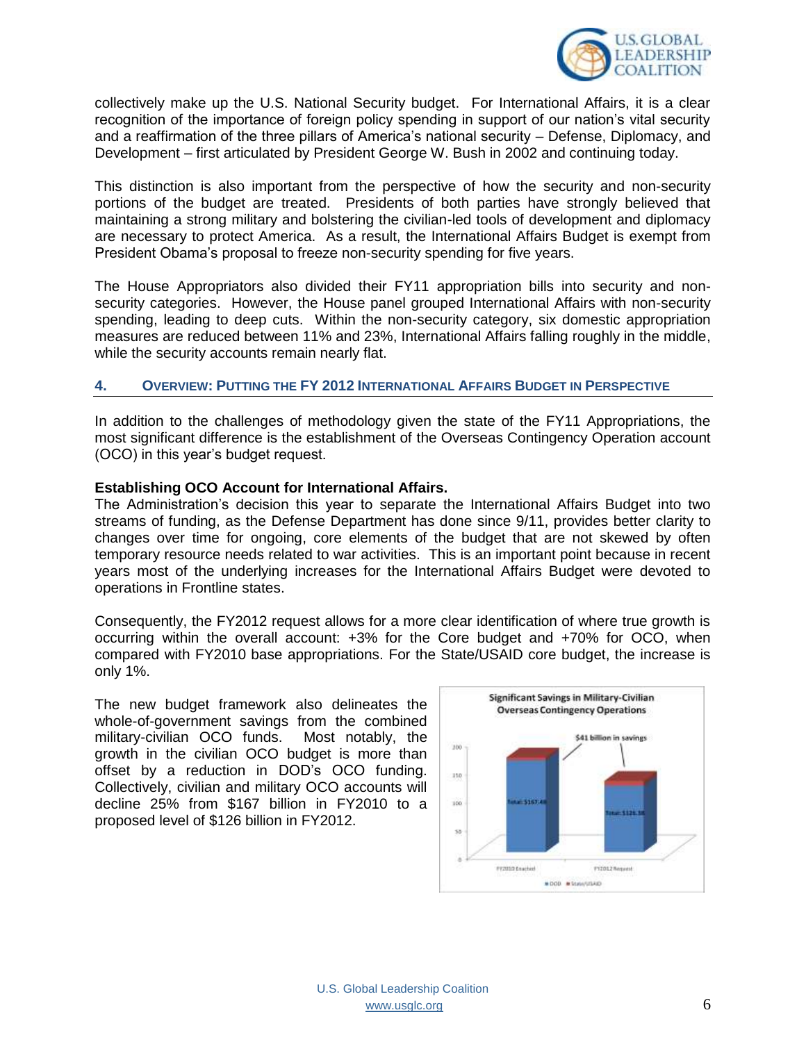collectively make up the U.S. National Security budget. For International Affairs, it is a clear recognition of the importance of foreign policy spending in support of our nation's vital security and a reaffirmation of the three pillars of America's national security – Defense, Diplomacy, and Development – first articulated by President George W. Bush in 2002 and continuing today.

This distinction is also important from the perspective of how the security and non-security portions of the budget are treated. Presidents of both parties have strongly believed that maintaining a strong military and bolstering the civilian-led tools of development and diplomacy are necessary to protect America. As a result, the International Affairs Budget is exempt from President Obama's proposal to freeze non-security spending for five years.

The House Appropriators also divided their FY11 appropriation bills into security and non-security categories. However, the House panel grouped International Affairs with non-security spending, leading to deep cuts. Within the non-security category, six domestic appropriation measures are reduced between 11% and 23%, International Affairs falling roughly in the middle, while the security accounts remain nearly flat.

## 4. Overview: Putting the FY 2012 International Affairs Budget in Perspective

In addition to the challenges of methodology given the state of the FY11 Appropriations, the most significant difference is the establishment of the Overseas Contingency Operation account (OCO) in this year's budget request.

**Establishing OCO Account for International Affairs.**

The Administration's decision this year to separate the International Affairs Budget into two streams of funding, as the Defense Department has done since 9/11, provides better clarity to changes over time for ongoing, core elements of the budget that are not skewed by often temporary resource needs related to war activities. This is an important point because in recent years most of the underlying increases for the International Affairs Budget were devoted to operations in Frontline states.

Consequently, the FY2012 request allows for a more clear identification of where true growth is occurring within the overall account: +3% for the Core budget and +70% for OCO, when compared with FY2010 base appropriations. For the State/USAID core budget, the increase is only 1%.

The new budget framework also delineates the whole-of-government savings from the combined military-civilian OCO funds. Most notably, the growth in the civilian OCO budget is more than offset by a reduction in DOD's OCO funding. Collectively, civilian and military OCO accounts will decline 25% from $167 billion in FY2010 to a proposed level of $126 billion in FY2012.

Significant Savings in Military-Civilian Overseas Contingency Operations

$41 billion in savings

Total: $167.4B | Total: $126.3B

FY2010 Enacted | FY2012 Request

DOD | State/USAID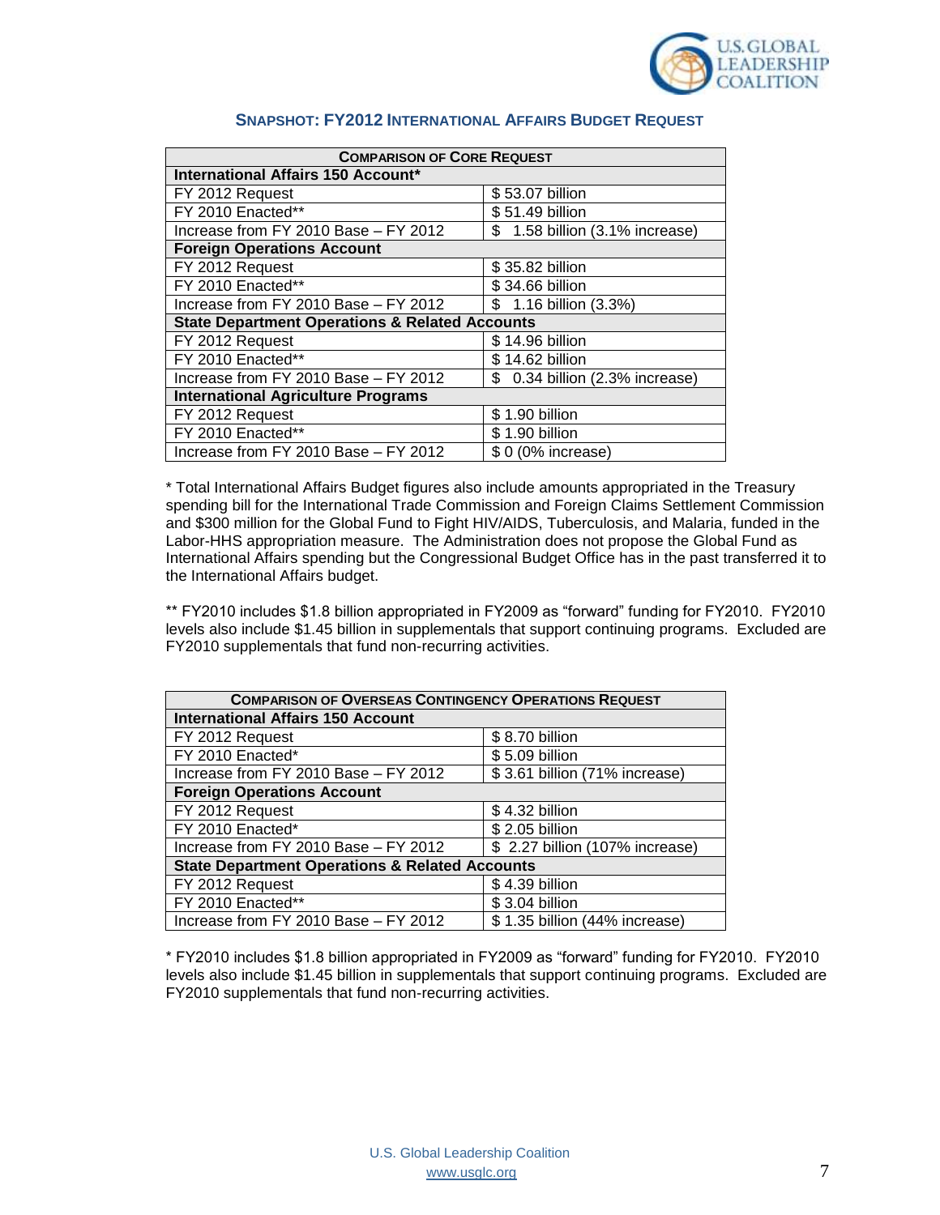## Snapshot: FY2012 International Affairs Budget Request

| Comparison of Core Request | |
|---|---|
| **International Affairs 150 Account*** | |
| FY 2012 Request | $ 53.07 billion |
| FY 2010 Enacted** | $ 51.49 billion |
| Increase from FY 2010 Base – FY 2012 | $ 1.58 billion (3.1% increase) |
| **Foreign Operations Account** | |
| FY 2012 Request | $ 35.82 billion |
| FY 2010 Enacted** | $ 34.66 billion |
| Increase from FY 2010 Base – FY 2012 | $ 1.16 billion (3.3%) |
| **State Department Operations & Related Accounts** | |
| FY 2012 Request | $ 14.96 billion |
| FY 2010 Enacted** | $ 14.62 billion |
| Increase from FY 2010 Base – FY 2012 | $ 0.34 billion (2.3% increase) |
| **International Agriculture Programs** | |
| FY 2012 Request | $ 1.90 billion |
| FY 2010 Enacted** | $ 1.90 billion |
| Increase from FY 2010 Base – FY 2012 | $ 0 (0% increase) |

* Total International Affairs Budget figures also include amounts appropriated in the Treasury spending bill for the International Trade Commission and Foreign Claims Settlement Commission and $300 million for the Global Fund to Fight HIV/AIDS, Tuberculosis, and Malaria, funded in the Labor-HHS appropriation measure. The Administration does not propose the Global Fund as International Affairs spending but the Congressional Budget Office has in the past transferred it to the International Affairs budget.

** FY2010 includes $1.8 billion appropriated in FY2009 as "forward" funding for FY2010. FY2010 levels also include $1.45 billion in supplementals that support continuing programs. Excluded are FY2010 supplementals that fund non-recurring activities.

| Comparison of Overseas Contingency Operations Request | |
|---|---|
| **International Affairs 150 Account** | |
| FY 2012 Request | $ 8.70 billion |
| FY 2010 Enacted* | $ 5.09 billion |
| Increase from FY 2010 Base – FY 2012 | $ 3.61 billion (71% increase) |
| **Foreign Operations Account** | |
| FY 2012 Request | $ 4.32 billion |
| FY 2010 Enacted* | $ 2.05 billion |
| Increase from FY 2010 Base – FY 2012 | $ 2.27 billion (107% increase) |
| **State Department Operations & Related Accounts** | |
| FY 2012 Request | $ 4.39 billion |
| FY 2010 Enacted** | $ 3.04 billion |
| Increase from FY 2010 Base – FY 2012 | $ 1.35 billion (44% increase) |

* FY2010 includes $1.8 billion appropriated in FY2009 as "forward" funding for FY2010. FY2010 levels also include $1.45 billion in supplementals that support continuing programs. Excluded are FY2010 supplementals that fund non-recurring activities.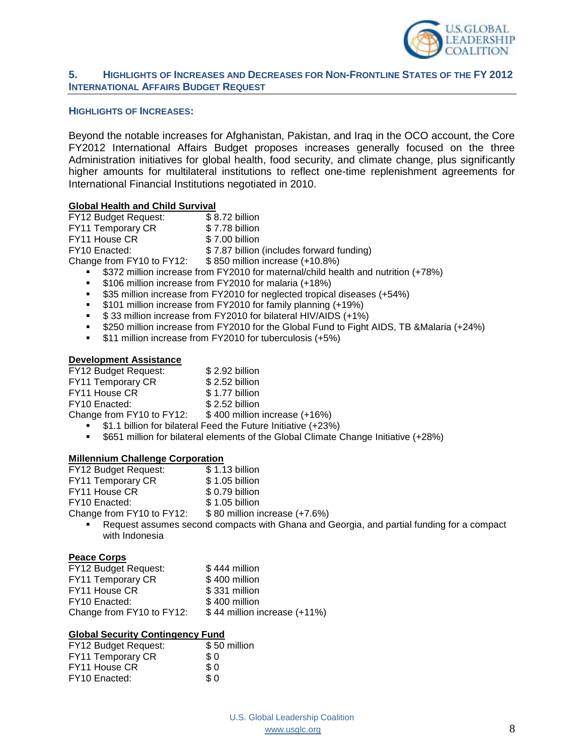## 5. Highlights of Increases and Decreases for Non-Frontline States of the FY 2012 International Affairs Budget Request

### Highlights of Increases:

Beyond the notable increases for Afghanistan, Pakistan, and Iraq in the OCO account, the Core FY2012 International Affairs Budget proposes increases generally focused on the three Administration initiatives for global health, food security, and climate change, plus significantly higher amounts for multilateral institutions to reflect one-time replenishment agreements for International Financial Institutions negotiated in 2010.

**Global Health and Child Survival**

| | |
|---|---|
| FY12 Budget Request: | $ 8.72 billion |
| FY11 Temporary CR | $ 7.78 billion |
| FY11 House CR | $ 7.00 billion |
| FY10 Enacted: | $ 7.87 billion (includes forward funding) |
| Change from FY10 to FY12: | $ 850 million increase (+10.8%) |

- $372 million increase from FY2010 for maternal/child health and nutrition (+78%)
- $106 million increase from FY2010 for malaria (+18%)
- $35 million increase from FY2010 for neglected tropical diseases (+54%)
- $101 million increase from FY2010 for family planning (+19%)
- $ 33 million increase from FY2010 for bilateral HIV/AIDS (+1%)
- $250 million increase from FY2010 for the Global Fund to Fight AIDS, TB &Malaria (+24%)
- $11 million increase from FY2010 for tuberculosis (+5%)

**Development Assistance**

| | |
|---|---|
| FY12 Budget Request: | $ 2.92 billion |
| FY11 Temporary CR | $ 2.52 billion |
| FY11 House CR | $ 1.77 billion |
| FY10 Enacted: | $ 2.52 billion |
| Change from FY10 to FY12: | $ 400 million increase (+16%) |

- $1.1 billion for bilateral Feed the Future Initiative (+23%)
- $651 million for bilateral elements of the Global Climate Change Initiative (+28%)

**Millennium Challenge Corporation**

| | |
|---|---|
| FY12 Budget Request: | $ 1.13 billion |
| FY11 Temporary CR | $ 1.05 billion |
| FY11 House CR | $ 0.79 billion |
| FY10 Enacted: | $ 1.05 billion |
| Change from FY10 to FY12: | $ 80 million increase (+7.6%) |

- Request assumes second compacts with Ghana and Georgia, and partial funding for a compact with Indonesia

**Peace Corps**

| | |
|---|---|
| FY12 Budget Request: | $ 444 million |
| FY11 Temporary CR | $ 400 million |
| FY11 House CR | $ 331 million |
| FY10 Enacted: | $ 400 million |
| Change from FY10 to FY12: | $ 44 million increase (+11%) |

**Global Security Contingency Fund**

| | |
|---|---|
| FY12 Budget Request: | $ 50 million |
| FY11 Temporary CR | $ 0 |
| FY11 House CR | $ 0 |
| FY10 Enacted: | $ 0 |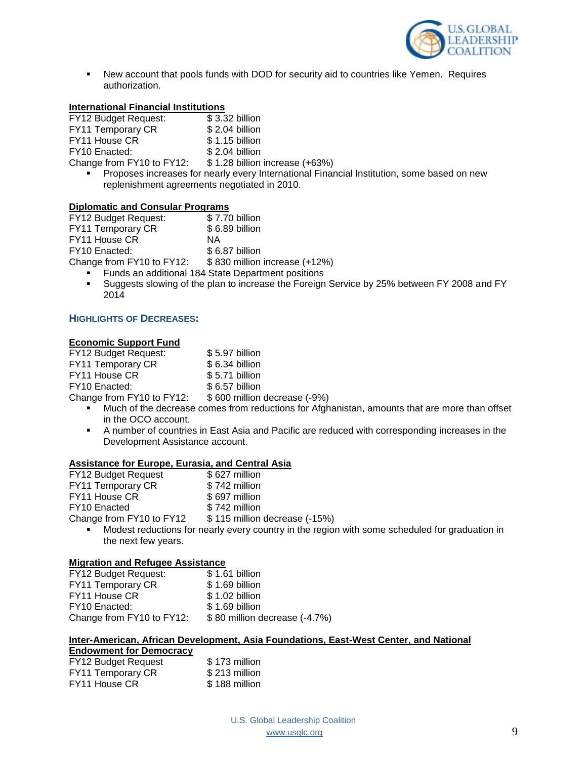- New account that pools funds with DOD for security aid to countries like Yemen. Requires authorization.

**International Financial Institutions**

FY12 Budget Request: $ 3.32 billion
FY11 Temporary CR $ 2.04 billion
FY11 House CR $ 1.15 billion
FY10 Enacted: $ 2.04 billion
Change from FY10 to FY12: $ 1.28 billion increase (+63%)

- Proposes increases for nearly every International Financial Institution, some based on new replenishment agreements negotiated in 2010.

**Diplomatic and Consular Programs**

FY12 Budget Request: $ 7.70 billion
FY11 Temporary CR $ 6.89 billion
FY11 House CR NA
FY10 Enacted: $ 6.87 billion
Change from FY10 to FY12: $ 830 million increase (+12%)

- Funds an additional 184 State Department positions
- Suggests slowing of the plan to increase the Foreign Service by 25% between FY 2008 and FY 2014

## HIGHLIGHTS OF DECREASES:

**Economic Support Fund**

FY12 Budget Request: $ 5.97 billion
FY11 Temporary CR $ 6.34 billion
FY11 House CR $ 5.71 billion
FY10 Enacted: $ 6.57 billion
Change from FY10 to FY12: $ 600 million decrease (-9%)

- Much of the decrease comes from reductions for Afghanistan, amounts that are more than offset in the OCO account.
- A number of countries in East Asia and Pacific are reduced with corresponding increases in the Development Assistance account.

**Assistance for Europe, Eurasia, and Central Asia**

FY12 Budget Request $ 627 million
FY11 Temporary CR $ 742 million
FY11 House CR $ 697 million
FY10 Enacted $ 742 million
Change from FY10 to FY12 $ 115 million decrease (-15%)

- Modest reductions for nearly every country in the region with some scheduled for graduation in the next few years.

**Migration and Refugee Assistance**

FY12 Budget Request: $ 1.61 billion
FY11 Temporary CR $ 1.69 billion
FY11 House CR $ 1.02 billion
FY10 Enacted: $ 1.69 billion
Change from FY10 to FY12: $ 80 million decrease (-4.7%)

**Inter-American, African Development, Asia Foundations, East-West Center, and National Endowment for Democracy**

FY12 Budget Request $ 173 million
FY11 Temporary CR $ 213 million
FY11 House CR $ 188 million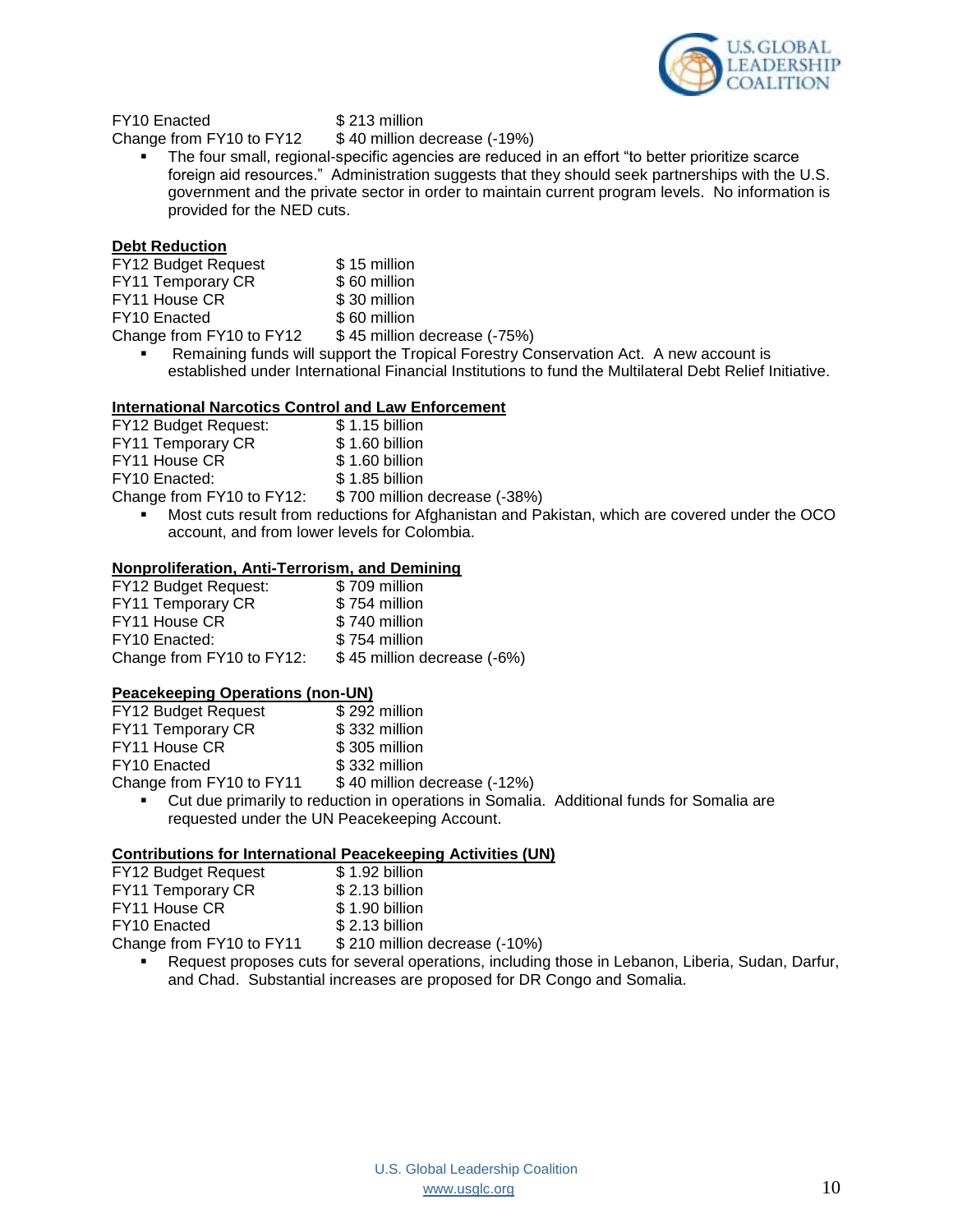FY10 Enacted $ 213 million
Change from FY10 to FY12 $ 40 million decrease (-19%)

- The four small, regional-specific agencies are reduced in an effort "to better prioritize scarce foreign aid resources." Administration suggests that they should seek partnerships with the U.S. government and the private sector in order to maintain current program levels. No information is provided for the NED cuts.

**Debt Reduction**

| | |
|---|---|
| FY12 Budget Request | $ 15 million |
| FY11 Temporary CR | $ 60 million |
| FY11 House CR | $ 30 million |
| FY10 Enacted | $ 60 million |
| Change from FY10 to FY12 | $ 45 million decrease (-75%) |

- Remaining funds will support the Tropical Forestry Conservation Act. A new account is established under International Financial Institutions to fund the Multilateral Debt Relief Initiative.

**International Narcotics Control and Law Enforcement**

| | |
|---|---|
| FY12 Budget Request: | $ 1.15 billion |
| FY11 Temporary CR | $ 1.60 billion |
| FY11 House CR | $ 1.60 billion |
| FY10 Enacted: | $ 1.85 billion |
| Change from FY10 to FY12: | $ 700 million decrease (-38%) |

- Most cuts result from reductions for Afghanistan and Pakistan, which are covered under the OCO account, and from lower levels for Colombia.

**Nonproliferation, Anti-Terrorism, and Demining**

| | |
|---|---|
| FY12 Budget Request: | $ 709 million |
| FY11 Temporary CR | $ 754 million |
| FY11 House CR | $ 740 million |
| FY10 Enacted: | $ 754 million |
| Change from FY10 to FY12: | $ 45 million decrease (-6%) |

**Peacekeeping Operations (non-UN)**

| | |
|---|---|
| FY12 Budget Request | $ 292 million |
| FY11 Temporary CR | $ 332 million |
| FY11 House CR | $ 305 million |
| FY10 Enacted | $ 332 million |
| Change from FY10 to FY11 | $ 40 million decrease (-12%) |

- Cut due primarily to reduction in operations in Somalia. Additional funds for Somalia are requested under the UN Peacekeeping Account.

**Contributions for International Peacekeeping Activities (UN)**

| | |
|---|---|
| FY12 Budget Request | $ 1.92 billion |
| FY11 Temporary CR | $ 2.13 billion |
| FY11 House CR | $ 1.90 billion |
| FY10 Enacted | $ 2.13 billion |
| Change from FY10 to FY11 | $ 210 million decrease (-10%) |

- Request proposes cuts for several operations, including those in Lebanon, Liberia, Sudan, Darfur, and Chad. Substantial increases are proposed for DR Congo and Somalia.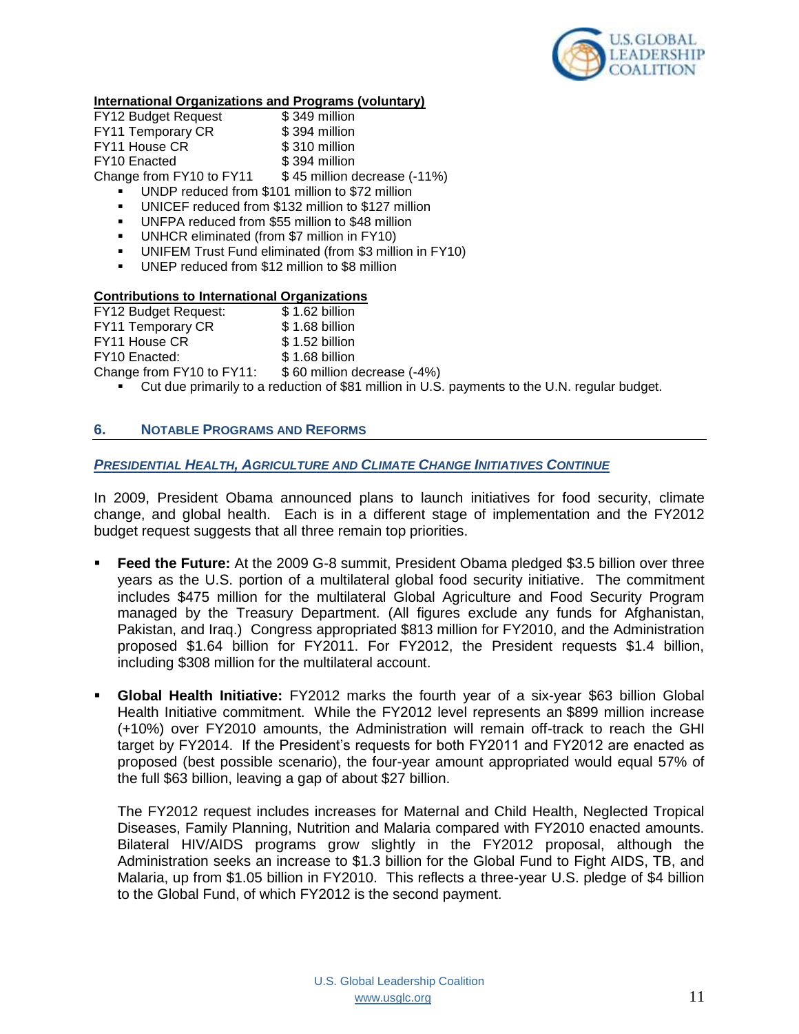**International Organizations and Programs (voluntary)**

| | |
|---|---|
| FY12 Budget Request | $ 349 million |
| FY11 Temporary CR | $ 394 million |
| FY11 House CR | $ 310 million |
| FY10 Enacted | $ 394 million |
| Change from FY10 to FY11 | $ 45 million decrease (-11%) |

- UNDP reduced from $101 million to $72 million
- UNICEF reduced from $132 million to $127 million
- UNFPA reduced from $55 million to $48 million
- UNHCR eliminated (from $7 million in FY10)
- UNIFEM Trust Fund eliminated (from $3 million in FY10)
- UNEP reduced from $12 million to $8 million

**Contributions to International Organizations**

| | |
|---|---|
| FY12 Budget Request: | $ 1.62 billion |
| FY11 Temporary CR | $ 1.68 billion |
| FY11 House CR | $ 1.52 billion |
| FY10 Enacted: | $ 1.68 billion |
| Change from FY10 to FY11: | $ 60 million decrease (-4%) |

- Cut due primarily to a reduction of $81 million in U.S. payments to the U.N. regular budget.

## 6. Notable Programs and Reforms

### *Presidential Health, Agriculture and Climate Change Initiatives Continue*

In 2009, President Obama announced plans to launch initiatives for food security, climate change, and global health. Each is in a different stage of implementation and the FY2012 budget request suggests that all three remain top priorities.

- **Feed the Future:** At the 2009 G-8 summit, President Obama pledged $3.5 billion over three years as the U.S. portion of a multilateral global food security initiative. The commitment includes $475 million for the multilateral Global Agriculture and Food Security Program managed by the Treasury Department. (All figures exclude any funds for Afghanistan, Pakistan, and Iraq.) Congress appropriated $813 million for FY2010, and the Administration proposed $1.64 billion for FY2011. For FY2012, the President requests $1.4 billion, including $308 million for the multilateral account.

- **Global Health Initiative:** FY2012 marks the fourth year of a six-year $63 billion Global Health Initiative commitment. While the FY2012 level represents an $899 million increase (+10%) over FY2010 amounts, the Administration will remain off-track to reach the GHI target by FY2014. If the President's requests for both FY2011 and FY2012 are enacted as proposed (best possible scenario), the four-year amount appropriated would equal 57% of the full $63 billion, leaving a gap of about $27 billion.

  The FY2012 request includes increases for Maternal and Child Health, Neglected Tropical Diseases, Family Planning, Nutrition and Malaria compared with FY2010 enacted amounts. Bilateral HIV/AIDS programs grow slightly in the FY2012 proposal, although the Administration seeks an increase to $1.3 billion for the Global Fund to Fight AIDS, TB, and Malaria, up from $1.05 billion in FY2010. This reflects a three-year U.S. pledge of $4 billion to the Global Fund, of which FY2012 is the second payment.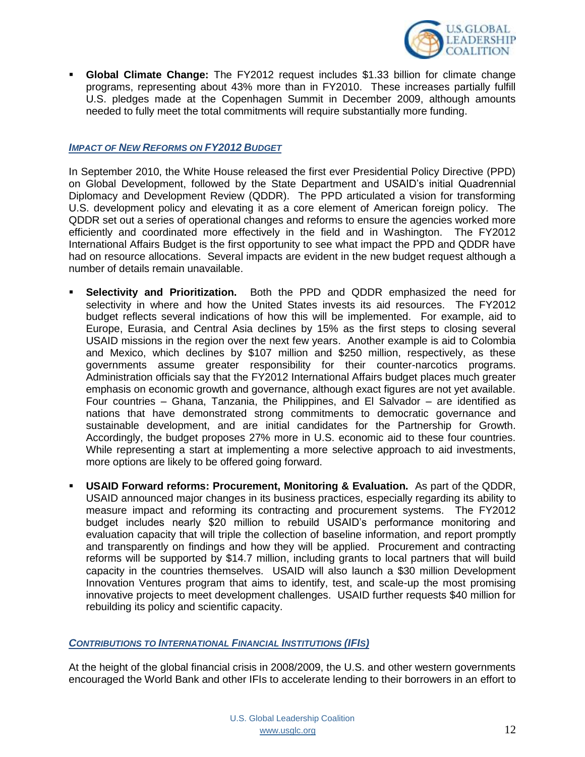- **Global Climate Change:** The FY2012 request includes $1.33 billion for climate change programs, representing about 43% more than in FY2010. These increases partially fulfill U.S. pledges made at the Copenhagen Summit in December 2009, although amounts needed to fully meet the total commitments will require substantially more funding.

### *Impact of New Reforms on FY2012 Budget*

In September 2010, the White House released the first ever Presidential Policy Directive (PPD) on Global Development, followed by the State Department and USAID's initial Quadrennial Diplomacy and Development Review (QDDR). The PPD articulated a vision for transforming U.S. development policy and elevating it as a core element of American foreign policy. The QDDR set out a series of operational changes and reforms to ensure the agencies worked more efficiently and coordinated more effectively in the field and in Washington. The FY2012 International Affairs Budget is the first opportunity to see what impact the PPD and QDDR have had on resource allocations. Several impacts are evident in the new budget request although a number of details remain unavailable.

- **Selectivity and Prioritization.** Both the PPD and QDDR emphasized the need for selectivity in where and how the United States invests its aid resources. The FY2012 budget reflects several indications of how this will be implemented. For example, aid to Europe, Eurasia, and Central Asia declines by 15% as the first steps to closing several USAID missions in the region over the next few years. Another example is aid to Colombia and Mexico, which declines by $107 million and $250 million, respectively, as these governments assume greater responsibility for their counter-narcotics programs. Administration officials say that the FY2012 International Affairs budget places much greater emphasis on economic growth and governance, although exact figures are not yet available. Four countries – Ghana, Tanzania, the Philippines, and El Salvador – are identified as nations that have demonstrated strong commitments to democratic governance and sustainable development, and are initial candidates for the Partnership for Growth. Accordingly, the budget proposes 27% more in U.S. economic aid to these four countries. While representing a start at implementing a more selective approach to aid investments, more options are likely to be offered going forward.

- **USAID Forward reforms: Procurement, Monitoring & Evaluation.** As part of the QDDR, USAID announced major changes in its business practices, especially regarding its ability to measure impact and reforming its contracting and procurement systems. The FY2012 budget includes nearly $20 million to rebuild USAID's performance monitoring and evaluation capacity that will triple the collection of baseline information, and report promptly and transparently on findings and how they will be applied. Procurement and contracting reforms will be supported by $14.7 million, including grants to local partners that will build capacity in the countries themselves. USAID will also launch a $30 million Development Innovation Ventures program that aims to identify, test, and scale-up the most promising innovative projects to meet development challenges. USAID further requests $40 million for rebuilding its policy and scientific capacity.

### *Contributions to International Financial Institutions (IFIs)*

At the height of the global financial crisis in 2008/2009, the U.S. and other western governments encouraged the World Bank and other IFIs to accelerate lending to their borrowers in an effort to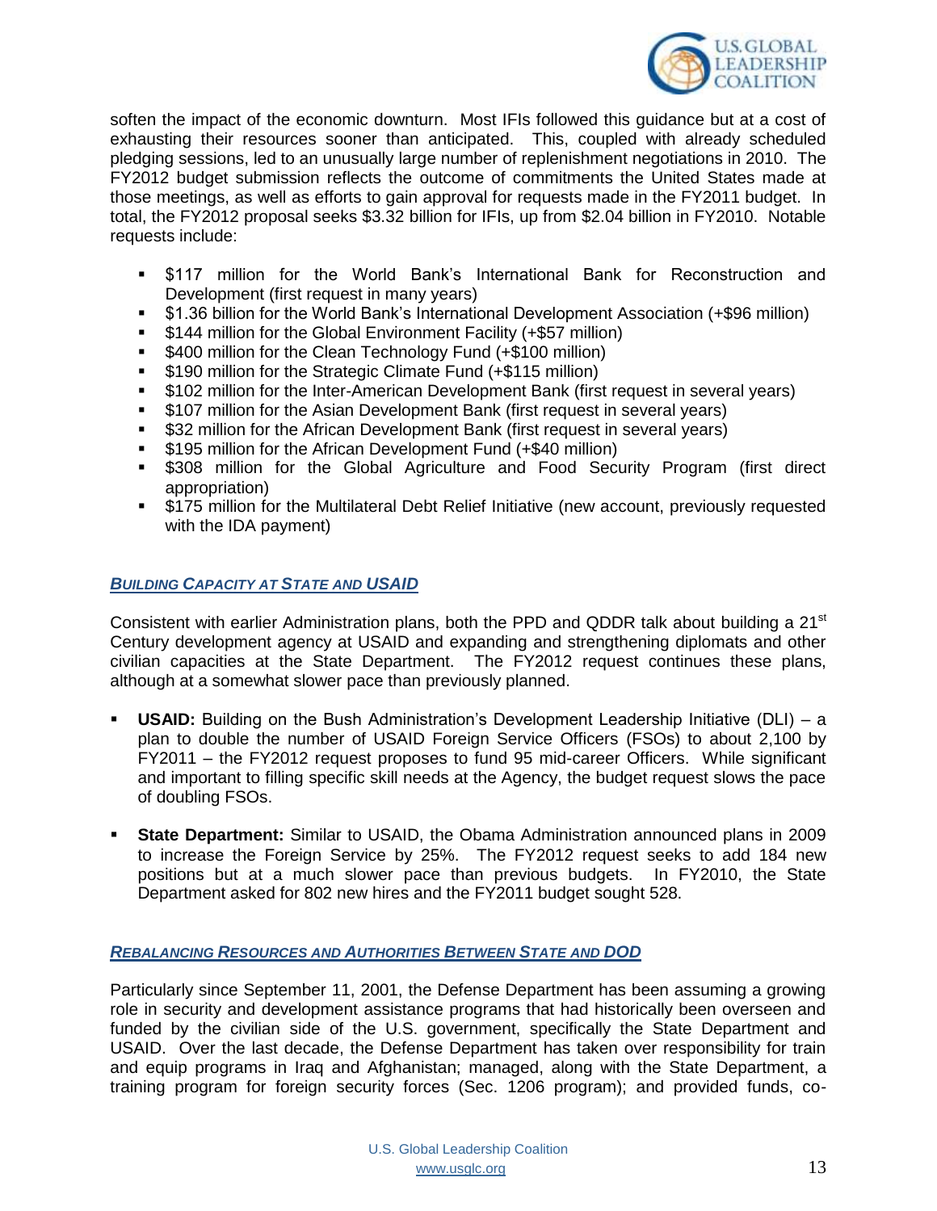soften the impact of the economic downturn. Most IFIs followed this guidance but at a cost of exhausting their resources sooner than anticipated. This, coupled with already scheduled pledging sessions, led to an unusually large number of replenishment negotiations in 2010. The FY2012 budget submission reflects the outcome of commitments the United States made at those meetings, as well as efforts to gain approval for requests made in the FY2011 budget. In total, the FY2012 proposal seeks $3.32 billion for IFIs, up from $2.04 billion in FY2010. Notable requests include:

- $117 million for the World Bank's International Bank for Reconstruction and Development (first request in many years)
- $1.36 billion for the World Bank's International Development Association (+$96 million)
- $144 million for the Global Environment Facility (+$57 million)
- $400 million for the Clean Technology Fund (+$100 million)
- $190 million for the Strategic Climate Fund (+$115 million)
- $102 million for the Inter-American Development Bank (first request in several years)
- $107 million for the Asian Development Bank (first request in several years)
- $32 million for the African Development Bank (first request in several years)
- $195 million for the African Development Fund (+$40 million)
- $308 million for the Global Agriculture and Food Security Program (first direct appropriation)
- $175 million for the Multilateral Debt Relief Initiative (new account, previously requested with the IDA payment)

## *Building Capacity at State and USAID*

Consistent with earlier Administration plans, both the PPD and QDDR talk about building a 21st Century development agency at USAID and expanding and strengthening diplomats and other civilian capacities at the State Department. The FY2012 request continues these plans, although at a somewhat slower pace than previously planned.

- **USAID:** Building on the Bush Administration's Development Leadership Initiative (DLI) – a plan to double the number of USAID Foreign Service Officers (FSOs) to about 2,100 by FY2011 – the FY2012 request proposes to fund 95 mid-career Officers. While significant and important to filling specific skill needs at the Agency, the budget request slows the pace of doubling FSOs.

- **State Department:** Similar to USAID, the Obama Administration announced plans in 2009 to increase the Foreign Service by 25%. The FY2012 request seeks to add 184 new positions but at a much slower pace than previous budgets. In FY2010, the State Department asked for 802 new hires and the FY2011 budget sought 528.

## *Rebalancing Resources and Authorities Between State and DOD*

Particularly since September 11, 2001, the Defense Department has been assuming a growing role in security and development assistance programs that had historically been overseen and funded by the civilian side of the U.S. government, specifically the State Department and USAID. Over the last decade, the Defense Department has taken over responsibility for train and equip programs in Iraq and Afghanistan; managed, along with the State Department, a training program for foreign security forces (Sec. 1206 program); and provided funds, co-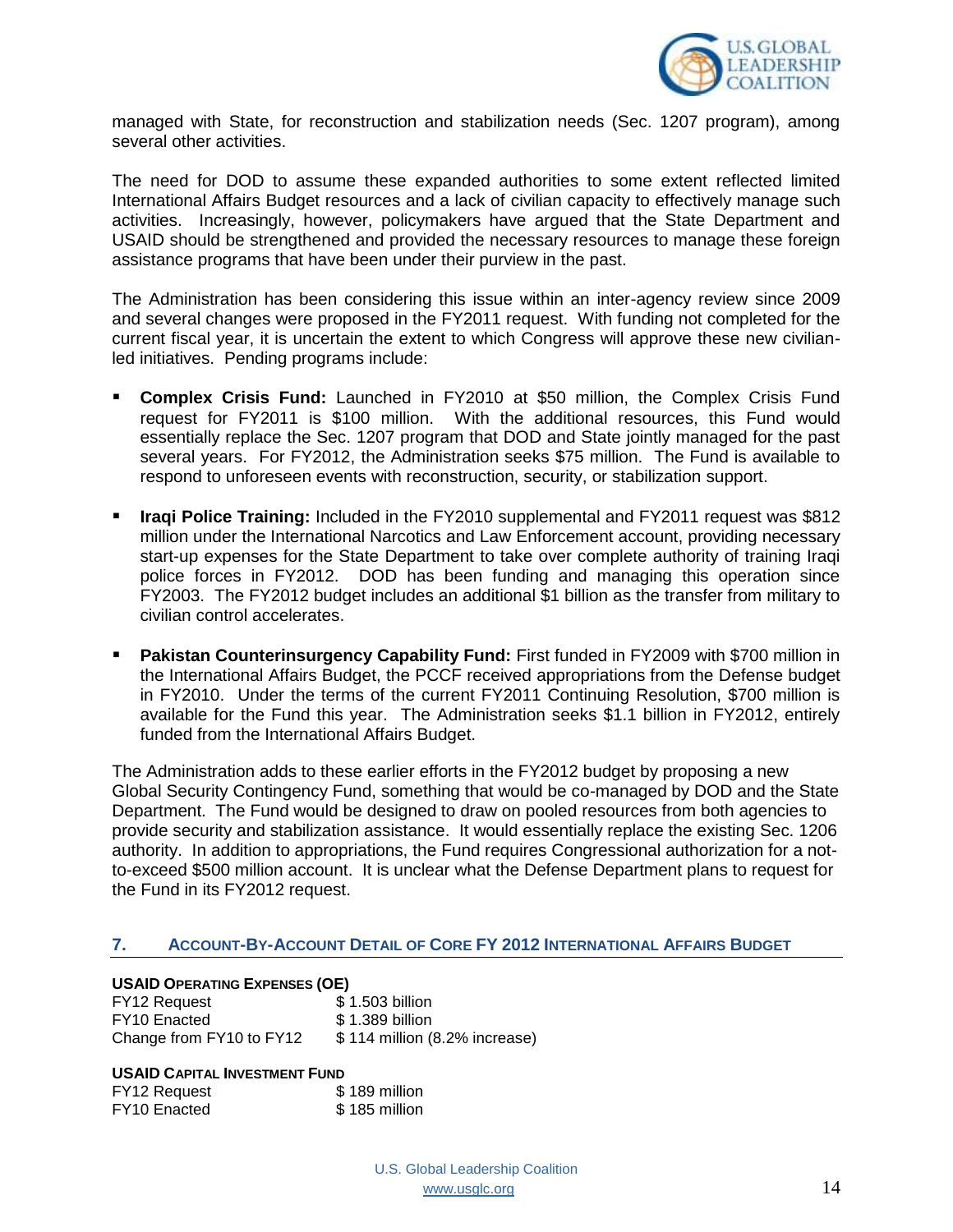managed with State, for reconstruction and stabilization needs (Sec. 1207 program), among several other activities.

The need for DOD to assume these expanded authorities to some extent reflected limited International Affairs Budget resources and a lack of civilian capacity to effectively manage such activities. Increasingly, however, policymakers have argued that the State Department and USAID should be strengthened and provided the necessary resources to manage these foreign assistance programs that have been under their purview in the past.

The Administration has been considering this issue within an inter-agency review since 2009 and several changes were proposed in the FY2011 request. With funding not completed for the current fiscal year, it is uncertain the extent to which Congress will approve these new civilian-led initiatives. Pending programs include:

- **Complex Crisis Fund:** Launched in FY2010 at $50 million, the Complex Crisis Fund request for FY2011 is $100 million. With the additional resources, this Fund would essentially replace the Sec. 1207 program that DOD and State jointly managed for the past several years. For FY2012, the Administration seeks $75 million. The Fund is available to respond to unforeseen events with reconstruction, security, or stabilization support.

- **Iraqi Police Training:** Included in the FY2010 supplemental and FY2011 request was $812 million under the International Narcotics and Law Enforcement account, providing necessary start-up expenses for the State Department to take over complete authority of training Iraqi police forces in FY2012. DOD has been funding and managing this operation since FY2003. The FY2012 budget includes an additional $1 billion as the transfer from military to civilian control accelerates.

- **Pakistan Counterinsurgency Capability Fund:** First funded in FY2009 with $700 million in the International Affairs Budget, the PCCF received appropriations from the Defense budget in FY2010. Under the terms of the current FY2011 Continuing Resolution, $700 million is available for the Fund this year. The Administration seeks $1.1 billion in FY2012, entirely funded from the International Affairs Budget.

The Administration adds to these earlier efforts in the FY2012 budget by proposing a new Global Security Contingency Fund, something that would be co-managed by DOD and the State Department. The Fund would be designed to draw on pooled resources from both agencies to provide security and stabilization assistance. It would essentially replace the existing Sec. 1206 authority. In addition to appropriations, the Fund requires Congressional authorization for a not-to-exceed $500 million account. It is unclear what the Defense Department plans to request for the Fund in its FY2012 request.

## 7. Account-By-Account Detail of Core FY 2012 International Affairs Budget

**USAID Operating Expenses (OE)**

| | |
|---|---|
| FY12 Request | $ 1.503 billion |
| FY10 Enacted | $ 1.389 billion |
| Change from FY10 to FY12 | $ 114 million (8.2% increase) |

**USAID Capital Investment Fund**

| | |
|---|---|
| FY12 Request | $ 189 million |
| FY10 Enacted | $ 185 million |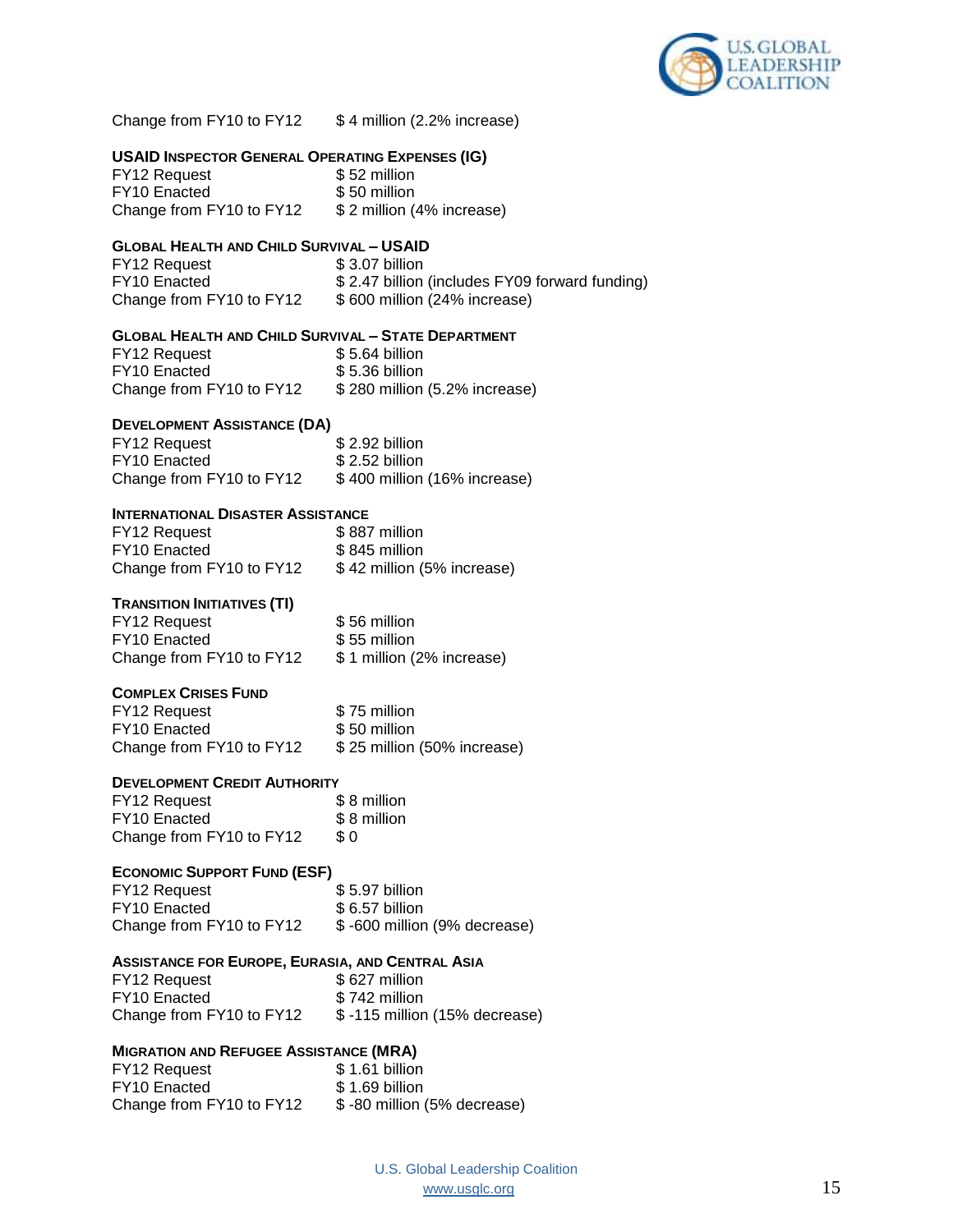Change from FY10 to FY12 $ 4 million (2.2% increase)

**USAID Inspector General Operating Expenses (IG)**

FY12 Request $ 52 million
FY10 Enacted $ 50 million
Change from FY10 to FY12 $ 2 million (4% increase)

**Global Health and Child Survival – USAID**

FY12 Request $ 3.07 billion
FY10 Enacted $ 2.47 billion (includes FY09 forward funding)
Change from FY10 to FY12 $ 600 million (24% increase)

**Global Health and Child Survival – State Department**

FY12 Request $ 5.64 billion
FY10 Enacted $ 5.36 billion
Change from FY10 to FY12 $ 280 million (5.2% increase)

**Development Assistance (DA)**

FY12 Request $ 2.92 billion
FY10 Enacted $ 2.52 billion
Change from FY10 to FY12 $ 400 million (16% increase)

**International Disaster Assistance**

FY12 Request $ 887 million
FY10 Enacted $ 845 million
Change from FY10 to FY12 $ 42 million (5% increase)

**Transition Initiatives (TI)**

FY12 Request $ 56 million
FY10 Enacted $ 55 million
Change from FY10 to FY12 $ 1 million (2% increase)

**Complex Crises Fund**

FY12 Request $ 75 million
FY10 Enacted $ 50 million
Change from FY10 to FY12 $ 25 million (50% increase)

**Development Credit Authority**

FY12 Request $ 8 million
FY10 Enacted $ 8 million
Change from FY10 to FY12 $ 0

**Economic Support Fund (ESF)**

FY12 Request $ 5.97 billion
FY10 Enacted $ 6.57 billion
Change from FY10 to FY12 $ -600 million (9% decrease)

**Assistance for Europe, Eurasia, and Central Asia**

FY12 Request $ 627 million
FY10 Enacted $ 742 million
Change from FY10 to FY12 $ -115 million (15% decrease)

**Migration and Refugee Assistance (MRA)**

FY12 Request $ 1.61 billion
FY10 Enacted $ 1.69 billion
Change from FY10 to FY12 $ -80 million (5% decrease)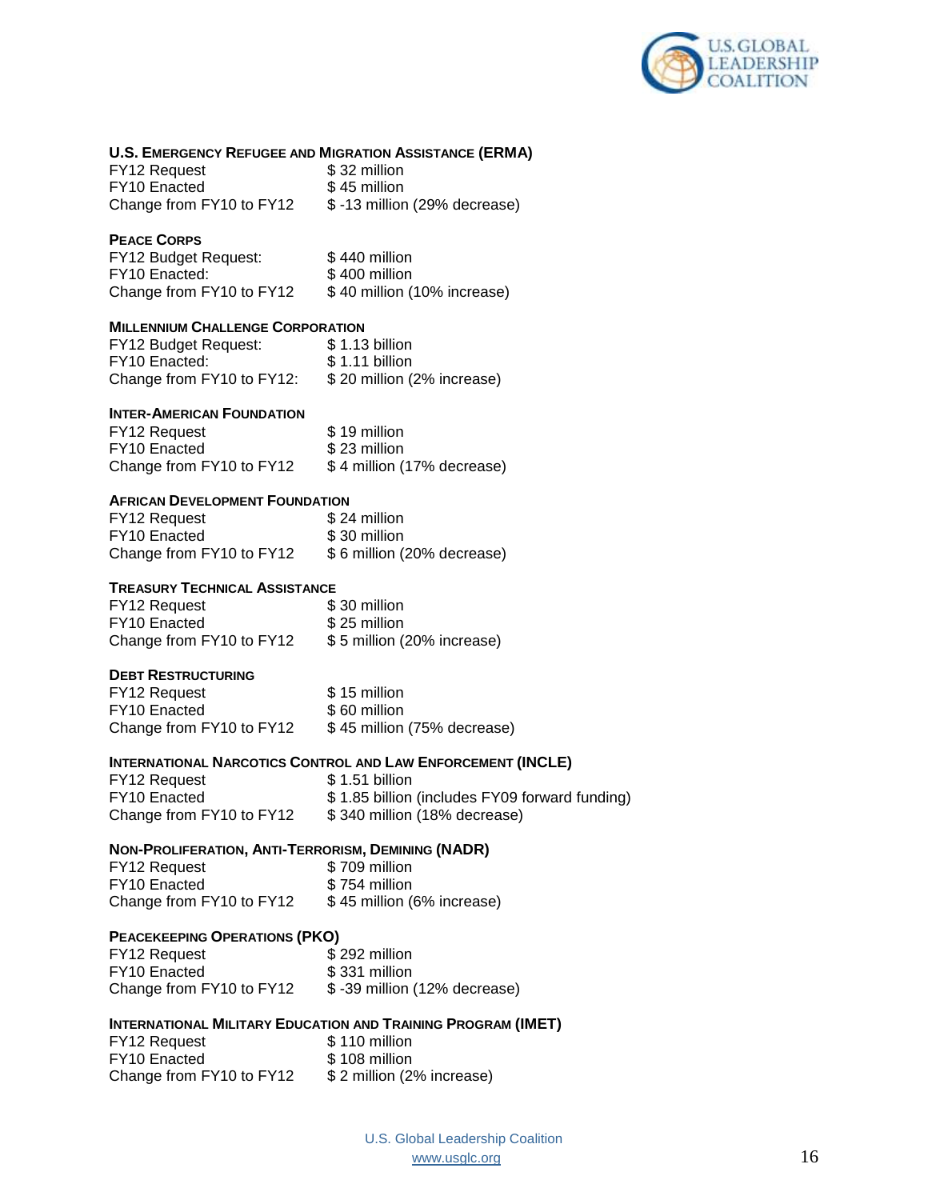**U.S. EMERGENCY REFUGEE AND MIGRATION ASSISTANCE (ERMA)**

FY12 Request $ 32 million
FY10 Enacted $ 45 million
Change from FY10 to FY12 $ -13 million (29% decrease)

**PEACE CORPS**

FY12 Budget Request: $ 440 million
FY10 Enacted: $ 400 million
Change from FY10 to FY12 $ 40 million (10% increase)

**MILLENNIUM CHALLENGE CORPORATION**

FY12 Budget Request: $ 1.13 billion
FY10 Enacted: $ 1.11 billion
Change from FY10 to FY12: $ 20 million (2% increase)

**INTER-AMERICAN FOUNDATION**

FY12 Request $ 19 million
FY10 Enacted $ 23 million
Change from FY10 to FY12 $ 4 million (17% decrease)

**AFRICAN DEVELOPMENT FOUNDATION**

FY12 Request $ 24 million
FY10 Enacted $ 30 million
Change from FY10 to FY12 $ 6 million (20% decrease)

**TREASURY TECHNICAL ASSISTANCE**

FY12 Request $ 30 million
FY10 Enacted $ 25 million
Change from FY10 to FY12 $ 5 million (20% increase)

**DEBT RESTRUCTURING**

FY12 Request $ 15 million
FY10 Enacted $ 60 million
Change from FY10 to FY12 $ 45 million (75% decrease)

**INTERNATIONAL NARCOTICS CONTROL AND LAW ENFORCEMENT (INCLE)**

FY12 Request $ 1.51 billion
FY10 Enacted $ 1.85 billion (includes FY09 forward funding)
Change from FY10 to FY12 $ 340 million (18% decrease)

**NON-PROLIFERATION, ANTI-TERRORISM, DEMINING (NADR)**

FY12 Request $ 709 million
FY10 Enacted $ 754 million
Change from FY10 to FY12 $ 45 million (6% increase)

**PEACEKEEPING OPERATIONS (PKO)**

FY12 Request $ 292 million
FY10 Enacted $ 331 million
Change from FY10 to FY12 $ -39 million (12% decrease)

**INTERNATIONAL MILITARY EDUCATION AND TRAINING PROGRAM (IMET)**

FY12 Request $ 110 million
FY10 Enacted $ 108 million
Change from FY10 to FY12 $ 2 million (2% increase)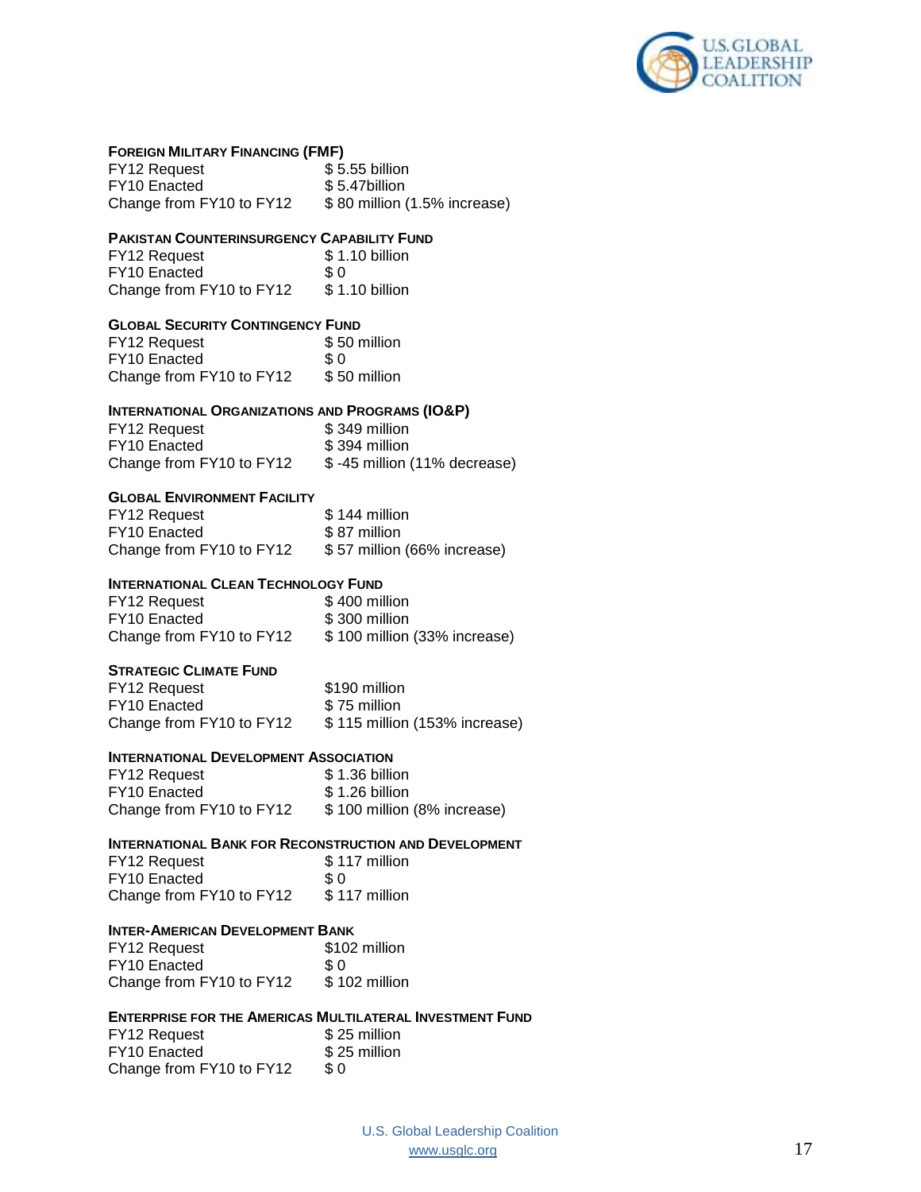**Foreign Military Financing (FMF)**

FY12 Request $ 5.55 billion
FY10 Enacted $ 5.47billion
Change from FY10 to FY12 $ 80 million (1.5% increase)

**Pakistan Counterinsurgency Capability Fund**

FY12 Request $ 1.10 billion
FY10 Enacted $ 0
Change from FY10 to FY12 $ 1.10 billion

**Global Security Contingency Fund**

FY12 Request $ 50 million
FY10 Enacted $ 0
Change from FY10 to FY12 $ 50 million

**International Organizations and Programs (IO&P)**

FY12 Request $ 349 million
FY10 Enacted $ 394 million
Change from FY10 to FY12 $ -45 million (11% decrease)

**Global Environment Facility**

FY12 Request $ 144 million
FY10 Enacted $ 87 million
Change from FY10 to FY12 $ 57 million (66% increase)

**International Clean Technology Fund**

FY12 Request $ 400 million
FY10 Enacted $ 300 million
Change from FY10 to FY12 $ 100 million (33% increase)

**Strategic Climate Fund**

FY12 Request $190 million
FY10 Enacted $ 75 million
Change from FY10 to FY12 $ 115 million (153% increase)

**International Development Association**

FY12 Request $ 1.36 billion
FY10 Enacted $ 1.26 billion
Change from FY10 to FY12 $ 100 million (8% increase)

**International Bank for Reconstruction and Development**

FY12 Request $ 117 million
FY10 Enacted $ 0
Change from FY10 to FY12 $ 117 million

**Inter-American Development Bank**

FY12 Request $102 million
FY10 Enacted $ 0
Change from FY10 to FY12 $ 102 million

**Enterprise for the Americas Multilateral Investment Fund**

FY12 Request $ 25 million
FY10 Enacted $ 25 million
Change from FY10 to FY12 $ 0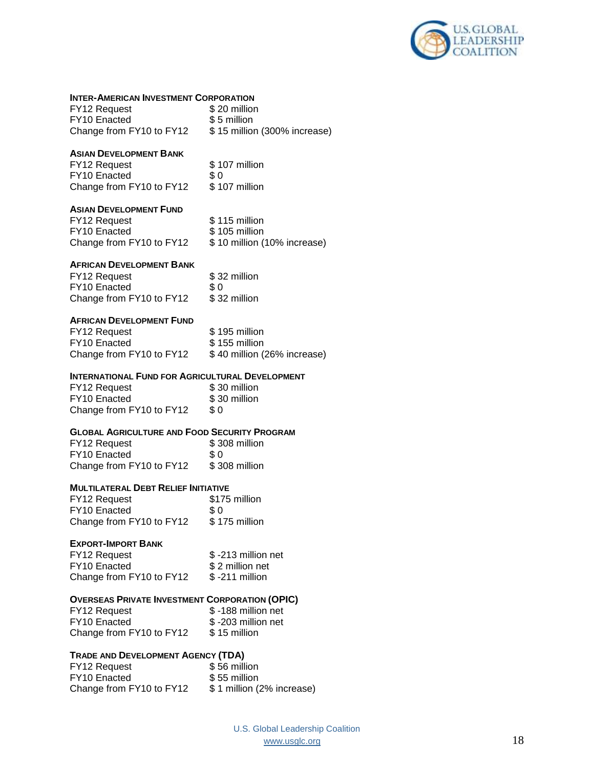**Inter-American Investment Corporation**

| | |
|---|---|
| FY12 Request | $ 20 million |
| FY10 Enacted | $ 5 million |
| Change from FY10 to FY12 | $ 15 million (300% increase) |

**Asian Development Bank**

| | |
|---|---|
| FY12 Request | $ 107 million |
| FY10 Enacted | $ 0 |
| Change from FY10 to FY12 | $ 107 million |

**Asian Development Fund**

| | |
|---|---|
| FY12 Request | $ 115 million |
| FY10 Enacted | $ 105 million |
| Change from FY10 to FY12 | $ 10 million (10% increase) |

**African Development Bank**

| | |
|---|---|
| FY12 Request | $ 32 million |
| FY10 Enacted | $ 0 |
| Change from FY10 to FY12 | $ 32 million |

**African Development Fund**

| | |
|---|---|
| FY12 Request | $ 195 million |
| FY10 Enacted | $ 155 million |
| Change from FY10 to FY12 | $ 40 million (26% increase) |

**International Fund for Agricultural Development**

| | |
|---|---|
| FY12 Request | $ 30 million |
| FY10 Enacted | $ 30 million |
| Change from FY10 to FY12 | $ 0 |

**Global Agriculture and Food Security Program**

| | |
|---|---|
| FY12 Request | $ 308 million |
| FY10 Enacted | $ 0 |
| Change from FY10 to FY12 | $ 308 million |

**Multilateral Debt Relief Initiative**

| | |
|---|---|
| FY12 Request | $175 million |
| FY10 Enacted | $ 0 |
| Change from FY10 to FY12 | $ 175 million |

**Export-Import Bank**

| | |
|---|---|
| FY12 Request | $ -213 million net |
| FY10 Enacted | $ 2 million net |
| Change from FY10 to FY12 | $ -211 million |

**Overseas Private Investment Corporation (OPIC)**

| | |
|---|---|
| FY12 Request | $ -188 million net |
| FY10 Enacted | $ -203 million net |
| Change from FY10 to FY12 | $ 15 million |

**Trade and Development Agency (TDA)**

| | |
|---|---|
| FY12 Request | $ 56 million |
| FY10 Enacted | $ 55 million |
| Change from FY10 to FY12 | $ 1 million (2% increase) |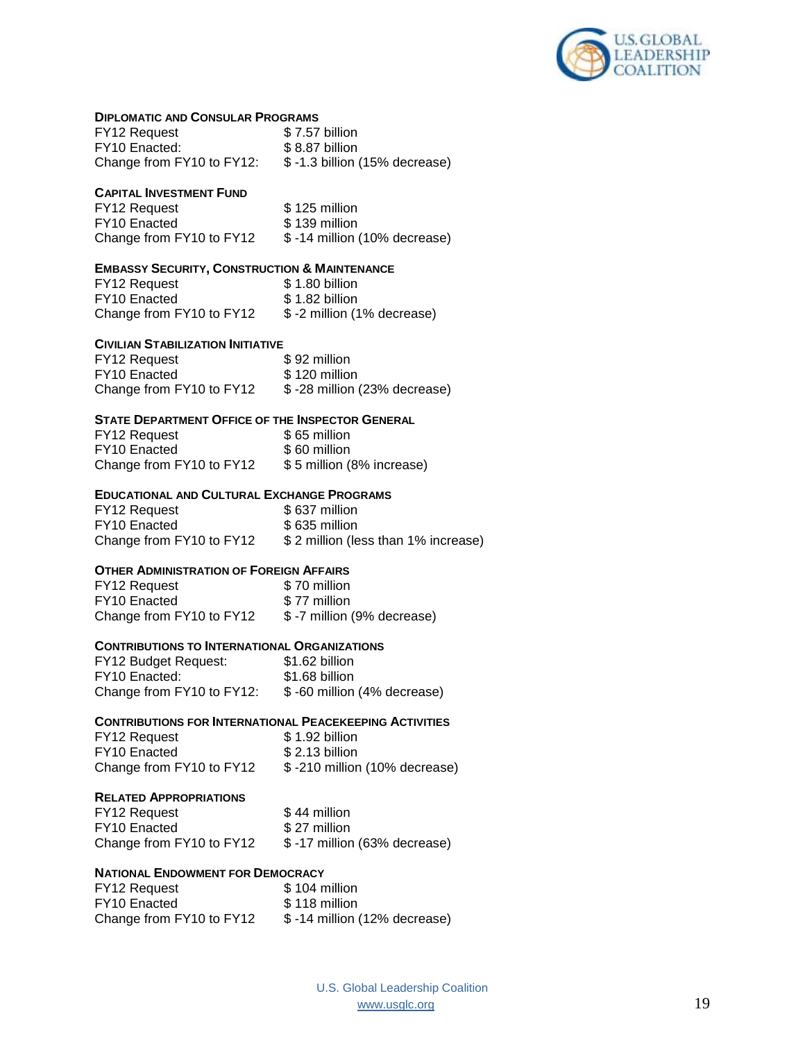**Diplomatic and Consular Programs**

| | |
|---|---|
| FY12 Request | $ 7.57 billion |
| FY10 Enacted: | $ 8.87 billion |
| Change from FY10 to FY12: | $ -1.3 billion (15% decrease) |

**Capital Investment Fund**

| | |
|---|---|
| FY12 Request | $ 125 million |
| FY10 Enacted | $ 139 million |
| Change from FY10 to FY12 | $ -14 million (10% decrease) |

**Embassy Security, Construction & Maintenance**

| | |
|---|---|
| FY12 Request | $ 1.80 billion |
| FY10 Enacted | $ 1.82 billion |
| Change from FY10 to FY12 | $ -2 million (1% decrease) |

**Civilian Stabilization Initiative**

| | |
|---|---|
| FY12 Request | $ 92 million |
| FY10 Enacted | $ 120 million |
| Change from FY10 to FY12 | $ -28 million (23% decrease) |

**State Department Office of the Inspector General**

| | |
|---|---|
| FY12 Request | $ 65 million |
| FY10 Enacted | $ 60 million |
| Change from FY10 to FY12 | $ 5 million (8% increase) |

**Educational and Cultural Exchange Programs**

| | |
|---|---|
| FY12 Request | $ 637 million |
| FY10 Enacted | $ 635 million |
| Change from FY10 to FY12 | $ 2 million (less than 1% increase) |

**Other Administration of Foreign Affairs**

| | |
|---|---|
| FY12 Request | $ 70 million |
| FY10 Enacted | $ 77 million |
| Change from FY10 to FY12 | $ -7 million (9% decrease) |

**Contributions to International Organizations**

| | |
|---|---|
| FY12 Budget Request: | $1.62 billion |
| FY10 Enacted: | $1.68 billion |
| Change from FY10 to FY12: | $ -60 million (4% decrease) |

**Contributions for International Peacekeeping Activities**

| | |
|---|---|
| FY12 Request | $ 1.92 billion |
| FY10 Enacted | $ 2.13 billion |
| Change from FY10 to FY12 | $ -210 million (10% decrease) |

**Related Appropriations**

| | |
|---|---|
| FY12 Request | $ 44 million |
| FY10 Enacted | $ 27 million |
| Change from FY10 to FY12 | $ -17 million (63% decrease) |

**National Endowment for Democracy**

| | |
|---|---|
| FY12 Request | $ 104 million |
| FY10 Enacted | $ 118 million |
| Change from FY10 to FY12 | $ -14 million (12% decrease) |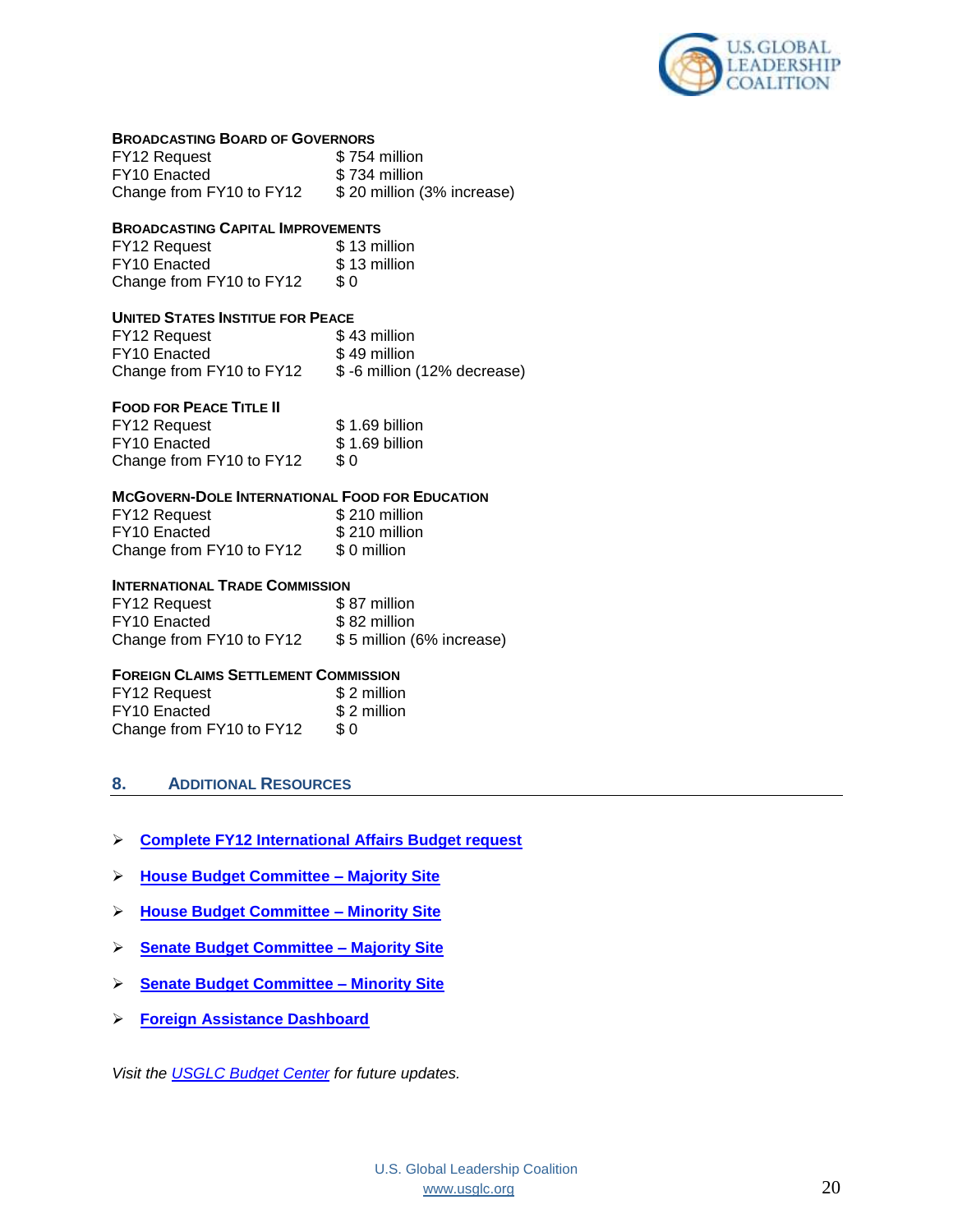**Broadcasting Board of Governors**

| | |
|---|---|
| FY12 Request | $ 754 million |
| FY10 Enacted | $ 734 million |
| Change from FY10 to FY12 | $ 20 million (3% increase) |

**Broadcasting Capital Improvements**

| | |
|---|---|
| FY12 Request | $ 13 million |
| FY10 Enacted | $ 13 million |
| Change from FY10 to FY12 | $ 0 |

**United States Institue for Peace**

| | |
|---|---|
| FY12 Request | $ 43 million |
| FY10 Enacted | $ 49 million |
| Change from FY10 to FY12 | $ -6 million (12% decrease) |

**Food for Peace Title II**

| | |
|---|---|
| FY12 Request | $ 1.69 billion |
| FY10 Enacted | $ 1.69 billion |
| Change from FY10 to FY12 | $ 0 |

**McGovern-Dole International Food for Education**

| | |
|---|---|
| FY12 Request | $ 210 million |
| FY10 Enacted | $ 210 million |
| Change from FY10 to FY12 | $ 0 million |

**International Trade Commission**

| | |
|---|---|
| FY12 Request | $ 87 million |
| FY10 Enacted | $ 82 million |
| Change from FY10 to FY12 | $ 5 million (6% increase) |

**Foreign Claims Settlement Commission**

| | |
|---|---|
| FY12 Request | $ 2 million |
| FY10 Enacted | $ 2 million |
| Change from FY10 to FY12 | $ 0 |

## 8. Additional Resources

- **Complete FY12 International Affairs Budget request**
- **House Budget Committee – Majority Site**
- **House Budget Committee – Minority Site**
- **Senate Budget Committee – Majority Site**
- **Senate Budget Committee – Minority Site**
- **Foreign Assistance Dashboard**

*Visit the USGLC Budget Center for future updates.*